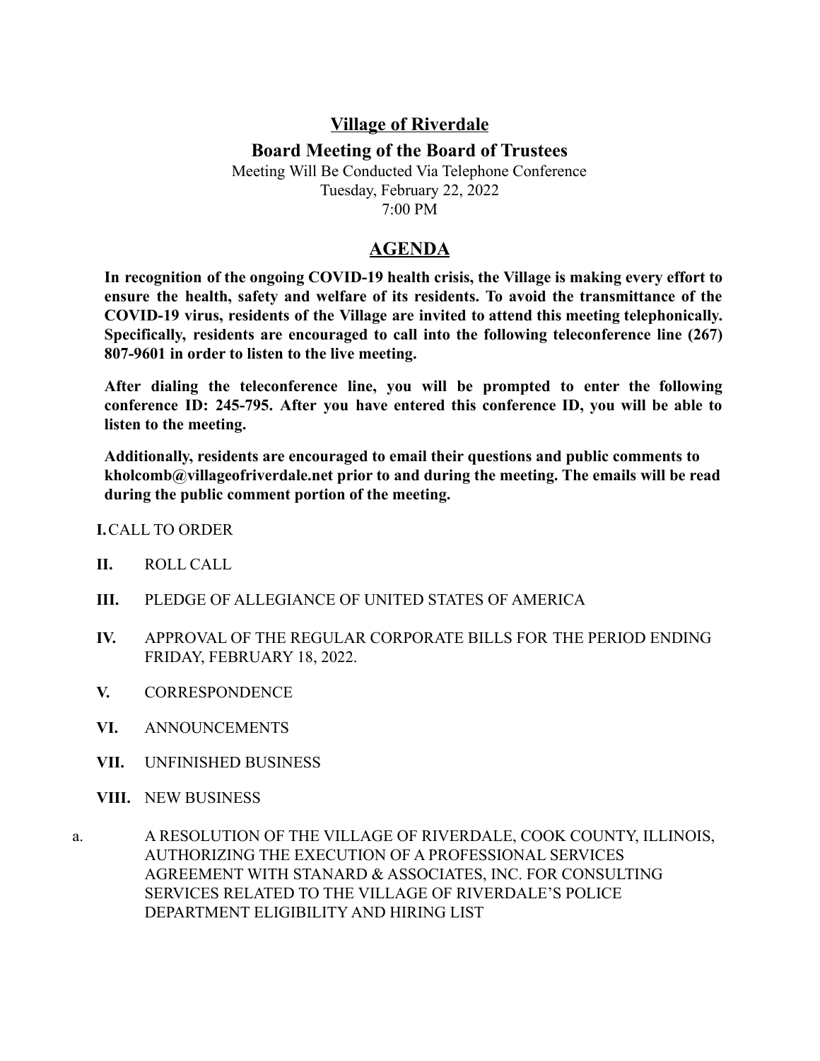# Village of Riverdale

## Board Meeting of the Board of Trustees

Meeting Will Be Conducted Via Telephone Conference
Tuesday, February 22, 2022
7:00 PM

## AGENDA

**In recognition of the ongoing COVID-19 health crisis, the Village is making every effort to ensure the health, safety and welfare of its residents. To avoid the transmittance of the COVID-19 virus, residents of the Village are invited to attend this meeting telephonically. Specifically, residents are encouraged to call into the following teleconference line (267) 807-9601 in order to listen to the live meeting.**

**After dialing the teleconference line, you will be prompted to enter the following conference ID: 245-795. After you have entered this conference ID, you will be able to listen to the meeting.**

**Additionally, residents are encouraged to email their questions and public comments to kholcomb@villageofriverdale.net prior to and during the meeting. The emails will be read during the public comment portion of the meeting.**

**I.** CALL TO ORDER

**II.** ROLL CALL

**III.** PLEDGE OF ALLEGIANCE OF UNITED STATES OF AMERICA

**IV.** APPROVAL OF THE REGULAR CORPORATE BILLS FOR THE PERIOD ENDING FRIDAY, FEBRUARY 18, 2022.

**V.** CORRESPONDENCE

**VI.** ANNOUNCEMENTS

**VII.** UNFINISHED BUSINESS

**VIII.** NEW BUSINESS

a. A RESOLUTION OF THE VILLAGE OF RIVERDALE, COOK COUNTY, ILLINOIS, AUTHORIZING THE EXECUTION OF A PROFESSIONAL SERVICES AGREEMENT WITH STANARD & ASSOCIATES, INC. FOR CONSULTING SERVICES RELATED TO THE VILLAGE OF RIVERDALE'S POLICE DEPARTMENT ELIGIBILITY AND HIRING LIST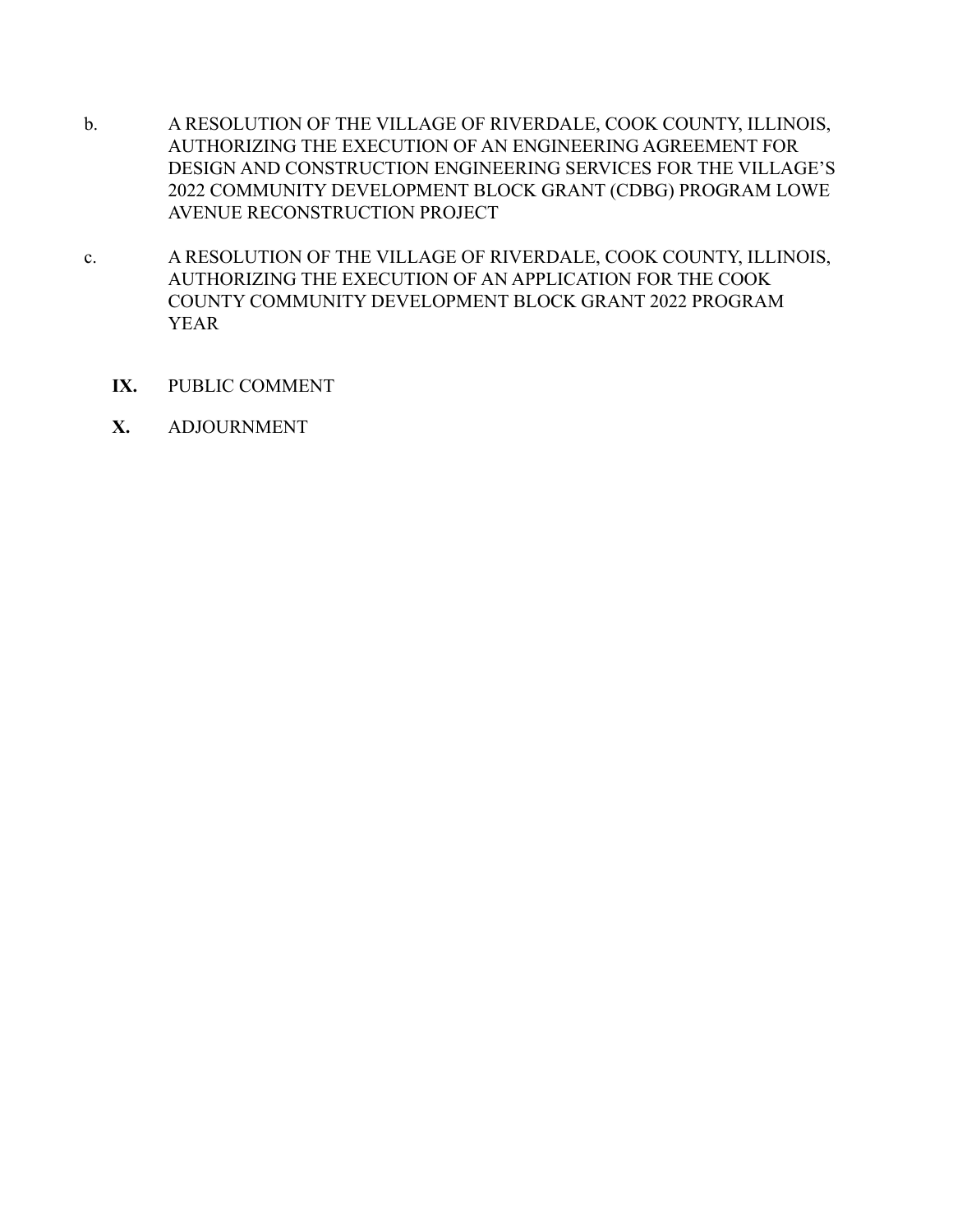b. A RESOLUTION OF THE VILLAGE OF RIVERDALE, COOK COUNTY, ILLINOIS, AUTHORIZING THE EXECUTION OF AN ENGINEERING AGREEMENT FOR DESIGN AND CONSTRUCTION ENGINEERING SERVICES FOR THE VILLAGE'S 2022 COMMUNITY DEVELOPMENT BLOCK GRANT (CDBG) PROGRAM LOWE AVENUE RECONSTRUCTION PROJECT

c. A RESOLUTION OF THE VILLAGE OF RIVERDALE, COOK COUNTY, ILLINOIS, AUTHORIZING THE EXECUTION OF AN APPLICATION FOR THE COOK COUNTY COMMUNITY DEVELOPMENT BLOCK GRANT 2022 PROGRAM YEAR

**IX.** PUBLIC COMMENT

**X.** ADJOURNMENT